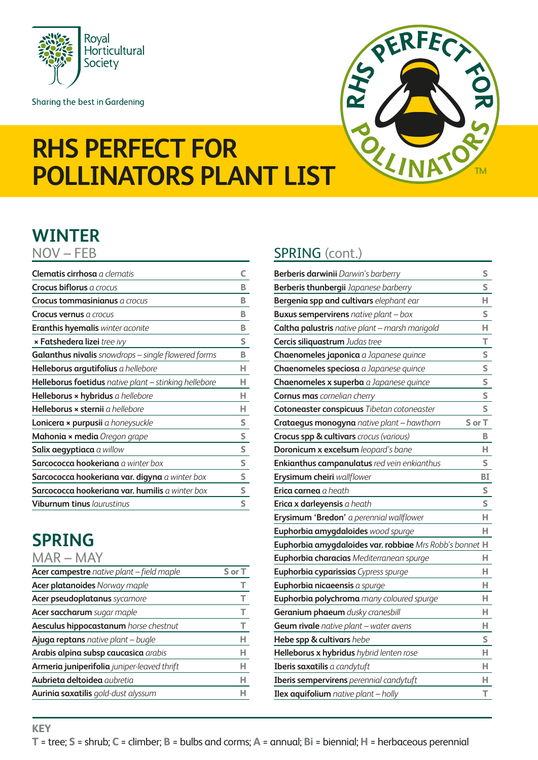Royal Horticultural Society

Sharing the best in Gardening

# RHS PERFECT FOR POLLINATORS PLANT LIST

## WINTER

NOV – FEB

| Plant | Type |
|---|---|
| **Clematis cirrhosa** *a clematis* | C |
| **Crocus biflorus** *a crocus* | B |
| **Crocus tommasinianus** *a crocus* | B |
| **Crocus vernus** *a crocus* | B |
| **Eranthis hyemalis** *winter aconite* | B |
| **× Fatshedera lizei** *tree ivy* | S |
| **Galanthus nivalis** *snowdrops – single flowered forms* | B |
| **Helleborus argutifolius** *a hellebore* | H |
| **Helleborus foetidus** *native plant – stinking hellebore* | H |
| **Helleborus × hybridus** *a hellebore* | H |
| **Helleborus × sternii** *a hellebore* | H |
| **Lonicera × purpusii** *a honeysuckle* | S |
| **Mahonia × media** *Oregon grape* | S |
| **Salix aegyptiaca** *a willow* | S |
| **Sarcococca hookeriana** *a winter box* | S |
| **Sarcococca hookeriana var. digyna** *a winter box* | S |
| **Sarcococca hookeriana var. humilis** *a winter box* | S |
| **Viburnum tinus** *laurustinus* | S |

## SPRING

MAR – MAY

| Plant | Type |
|---|---|
| **Acer campestre** *native plant – field maple* | S or T |
| **Acer platanoides** *Norway maple* | T |
| **Acer pseudoplatanus** *sycamore* | T |
| **Acer saccharum** *sugar maple* | T |
| **Aesculus hippocastanum** *horse chestnut* | T |
| **Ajuga reptans** *native plant – bugle* | H |
| **Arabis alpina subsp caucasica** *arabis* | H |
| **Armeria juniperifolia** *juniper-leaved thrift* | H |
| **Aubrieta deltoidea** *aubretia* | H |
| **Aurinia saxatilis** *gold-dust alyssum* | H |

## SPRING (cont.)

| Plant | Type |
|---|---|
| **Berberis darwinii** *Darwin's barberry* | S |
| **Berberis thunbergii** *Japanese barberry* | S |
| **Bergenia spp and cultivars** *elephant ear* | H |
| **Buxus sempervirens** *native plant – box* | S |
| **Caltha palustris** *native plant – marsh marigold* | H |
| **Cercis siliquastrum** *Judas tree* | T |
| **Chaenomeles japonica** *a Japanese quince* | S |
| **Chaenomeles speciosa** *a Japanese quince* | S |
| **Chaenomeles x superba** *a Japanese quince* | S |
| **Cornus mas** *cornelian cherry* | S |
| **Cotoneaster conspicuus** *Tibetan cotoneaster* | S |
| **Crataegus monogyna** *native plant – hawthorn* | S or T |
| **Crocus spp & cultivars** *crocus (various)* | B |
| **Doronicum x excelsum** *leopard's bane* | H |
| **Enkianthus campanulatus** *red vein enkianthus* | S |
| **Erysimum cheiri** *wallflower* | BI |
| **Erica carnea** *a heath* | S |
| **Erica x darleyensis** *a heath* | S |
| **Erysimum 'Bredon'** *a perennial wallflower* | H |
| **Euphorbia amygdaloides** *wood spurge* | H |
| **Euphorbia amygdaloides var. robbiae** *Mrs Robb's bonnet* | H |
| **Euphorbia characias** *Mediterranean spurge* | H |
| **Euphorbia cyparissias** *Cypress spurge* | H |
| **Euphorbia nicaeensis** *a spurge* | H |
| **Euphorbia polychroma** *many coloured spurge* | H |
| **Geranium phaeum** *dusky cranesbill* | H |
| **Geum rivale** *native plant – water avens* | H |
| **Hebe spp & cultivars** *hebe* | S |
| **Helleborus x hybridus** *hybrid lenten rose* | H |
| **Iberis saxatilis** *a candytuft* | H |
| **Iberis sempervirens** *perennial candytuft* | H |
| **Ilex aquifolium** *native plant – holly* | T |

**KEY**

**T** = tree; **S** = shrub; **C** = climber; **B** = bulbs and corms; **A** = annual; **Bi** = biennial; **H** = herbaceous perennial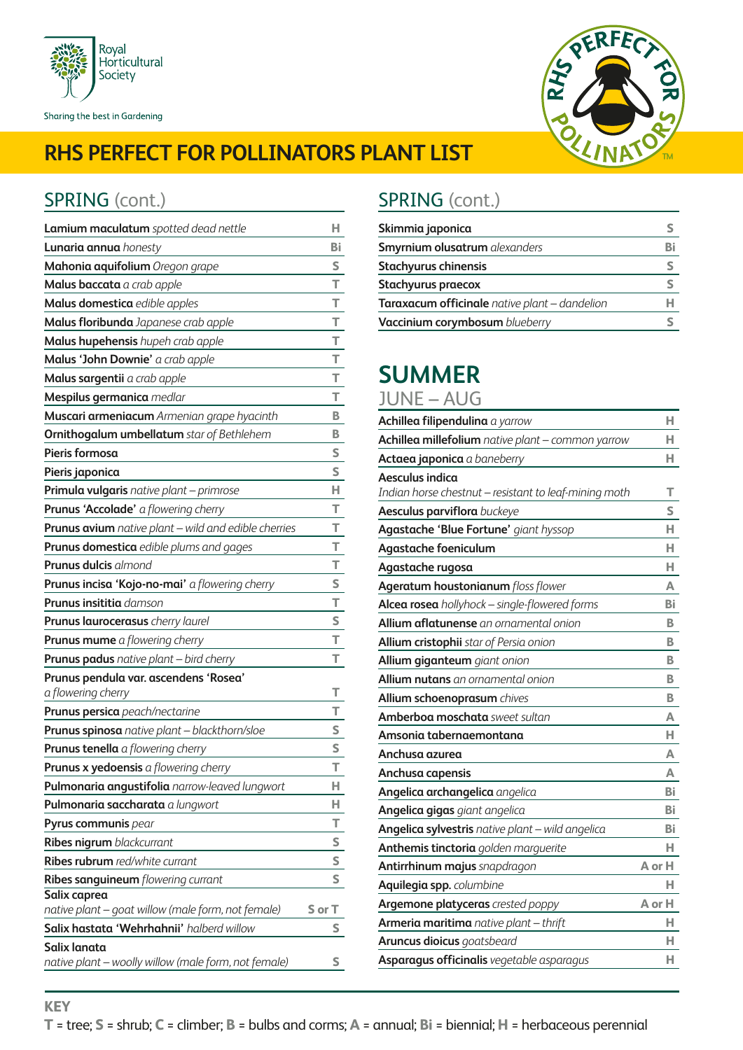Royal Horticultural Society

Sharing the best in Gardening

# RHS PERFECT FOR POLLINATORS PLANT LIST

## SPRING (cont.)

| Plant | Type |
|---|---|
| **Lamium maculatum** *spotted dead nettle* | H |
| **Lunaria annua** *honesty* | Bi |
| **Mahonia aquifolium** *Oregon grape* | S |
| **Malus baccata** *a crab apple* | T |
| **Malus domestica** *edible apples* | T |
| **Malus floribunda** *Japanese crab apple* | T |
| **Malus hupehensis** *hupeh crab apple* | T |
| **Malus 'John Downie'** *a crab apple* | T |
| **Malus sargentii** *a crab apple* | T |
| **Mespilus germanica** *medlar* | T |
| **Muscari armeniacum** *Armenian grape hyacinth* | B |
| **Ornithogalum umbellatum** *star of Bethlehem* | B |
| **Pieris formosa** | S |
| **Pieris japonica** | S |
| **Primula vulgaris** *native plant – primrose* | H |
| **Prunus 'Accolade'** *a flowering cherry* | T |
| **Prunus avium** *native plant – wild and edible cherries* | T |
| **Prunus domestica** *edible plums and gages* | T |
| **Prunus dulcis** *almond* | T |
| **Prunus incisa 'Kojo-no-mai'** *a flowering cherry* | S |
| **Prunus insititia** *damson* | T |
| **Prunus laurocerasus** *cherry laurel* | S |
| **Prunus mume** *a flowering cherry* | T |
| **Prunus padus** *native plant – bird cherry* | T |
| **Prunus pendula var. ascendens 'Rosea'** *a flowering cherry* | T |
| **Prunus persica** *peach/nectarine* | T |
| **Prunus spinosa** *native plant – blackthorn/sloe* | S |
| **Prunus tenella** *a flowering cherry* | S |
| **Prunus x yedoensis** *a flowering cherry* | T |
| **Pulmonaria angustifolia** *narrow-leaved lungwort* | H |
| **Pulmonaria saccharata** *a lungwort* | H |
| **Pyrus communis** *pear* | T |
| **Ribes nigrum** *blackcurrant* | S |
| **Ribes rubrum** *red/white currant* | S |
| **Ribes sanguineum** *flowering currant* | S |
| **Salix caprea** *native plant – goat willow (male form, not female)* | S or T |
| **Salix hastata 'Wehrhahnii'** *halberd willow* | S |
| **Salix lanata** *native plant – woolly willow (male form, not female)* | S |

## SPRING (cont.)

| Plant | Type |
|---|---|
| **Skimmia japonica** | S |
| **Smyrnium olusatrum** *alexanders* | Bi |
| **Stachyurus chinensis** | S |
| **Stachyurus praecox** | S |
| **Taraxacum officinale** *native plant – dandelion* | H |
| **Vaccinium corymbosum** *blueberry* | S |

## SUMMER

### JUNE – AUG

| Plant | Type |
|---|---|
| **Achillea filipendulina** *a yarrow* | H |
| **Achillea millefolium** *native plant – common yarrow* | H |
| **Actaea japonica** *a baneberry* | H |
| **Aesculus indica** *Indian horse chestnut – resistant to leaf-mining moth* | T |
| **Aesculus parviflora** *buckeye* | S |
| **Agastache 'Blue Fortune'** *giant hyssop* | H |
| **Agastache foeniculum** | H |
| **Agastache rugosa** | H |
| **Ageratum houstonianum** *floss flower* | A |
| **Alcea rosea** *hollyhock – single-flowered forms* | Bi |
| **Allium aflatunense** *an ornamental onion* | B |
| **Allium cristophii** *star of Persia onion* | B |
| **Allium giganteum** *giant onion* | B |
| **Allium nutans** *an ornamental onion* | B |
| **Allium schoenoprasum** *chives* | B |
| **Amberboa moschata** *sweet sultan* | A |
| **Amsonia tabernaemontana** | H |
| **Anchusa azurea** | A |
| **Anchusa capensis** | A |
| **Angelica archangelica** *angelica* | Bi |
| **Angelica gigas** *giant angelica* | Bi |
| **Angelica sylvestris** *native plant – wild angelica* | Bi |
| **Anthemis tinctoria** *golden marguerite* | H |
| **Antirrhinum majus** *snapdragon* | A or H |
| **Aquilegia spp.** *columbine* | H |
| **Argemone platyceras** *crested poppy* | A or H |
| **Armeria maritima** *native plant – thrift* | H |
| **Aruncus dioicus** *goatsbeard* | H |
| **Asparagus officinalis** *vegetable asparagus* | H |

**KEY**

**T** = tree; **S** = shrub; **C** = climber; **B** = bulbs and corms; **A** = annual; **Bi** = biennial; **H** = herbaceous perennial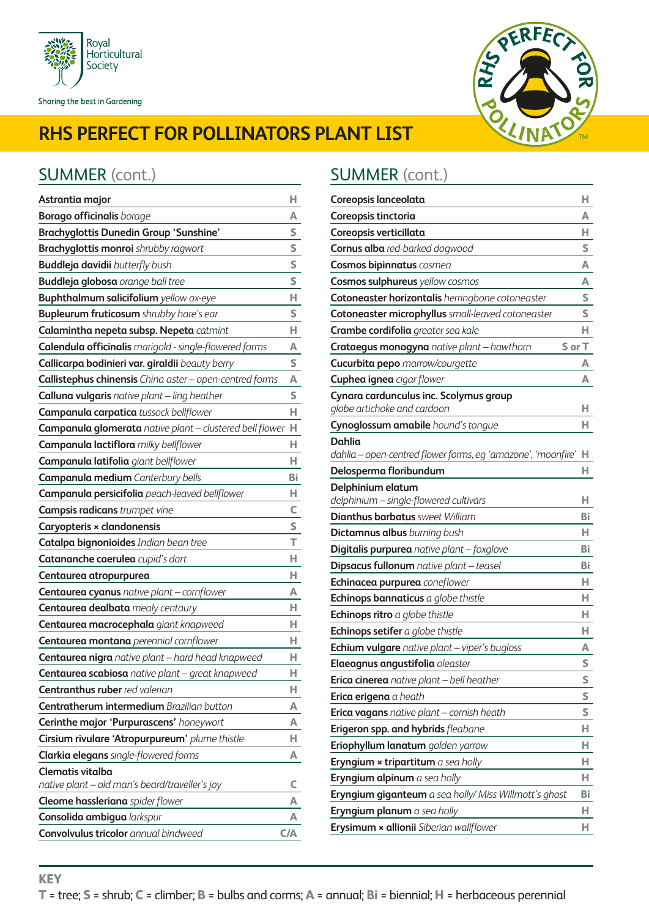# RHS PERFECT FOR POLLINATORS PLANT LIST

## SUMMER (cont.)

| Plant | Type |
|---|---|
| **Astrantia major** | H |
| **Borago officinalis** *borage* | A |
| **Brachyglottis Dunedin Group 'Sunshine'** | S |
| **Brachyglottis monroi** *shrubby ragwort* | S |
| **Buddleja davidii** *butterfly bush* | S |
| **Buddleja globosa** *orange ball tree* | S |
| **Buphthalmum salicifolium** *yellow ox-eye* | H |
| **Bupleurum fruticosum** *shrubby hare's ear* | S |
| **Calamintha nepeta subsp. Nepeta** *catmint* | H |
| **Calendula officinalis** *marigold - single-flowered forms* | A |
| **Callicarpa bodinieri var. giraldii** *beauty berry* | S |
| **Callistephus chinensis** *China aster – open-centred forms* | A |
| **Calluna vulgaris** *native plant – ling heather* | S |
| **Campanula carpatica** *tussock bellflower* | H |
| **Campanula glomerata** *native plant – clustered bell flower* | H |
| **Campanula lactiflora** *milky bellflower* | H |
| **Campanula latifolia** *giant bellflower* | H |
| **Campanula medium** *Canterbury bells* | Bi |
| **Campanula persicifolia** *peach-leaved bellflower* | H |
| **Campsis radicans** *trumpet vine* | C |
| **Caryopteris × clandonensis** | S |
| **Catalpa bignonioides** *Indian bean tree* | T |
| **Catananche caerulea** *cupid's dart* | H |
| **Centaurea atropurpurea** | H |
| **Centaurea cyanus** *native plant – cornflower* | A |
| **Centaurea dealbata** *mealy centaury* | H |
| **Centaurea macrocephala** *giant knapweed* | H |
| **Centaurea montana** *perennial cornflower* | H |
| **Centaurea nigra** *native plant – hard head knapweed* | H |
| **Centaurea scabiosa** *native plant – great knapweed* | H |
| **Centranthus ruber** *red valerian* | H |
| **Centratherum intermedium** *Brazilian button* | A |
| **Cerinthe major 'Purpurascens'** *honeywort* | A |
| **Cirsium rivulare 'Atropurpureum'** *plume thistle* | H |
| **Clarkia elegans** *single-flowered forms* | A |
| **Clematis vitalba** *native plant – old man's beard/traveller's joy* | C |
| **Cleome hassleriana** *spider flower* | A |
| **Consolida ambigua** *larkspur* | A |
| **Convolvulus tricolor** *annual bindweed* | C/A |
| **Coreopsis lanceolata** | H |
| **Coreopsis tinctoria** | A |
| **Coreopsis verticillata** | H |
| **Cornus alba** *red-barked dogwood* | S |
| **Cosmos bipinnatus** *cosmea* | A |
| **Cosmos sulphureus** *yellow cosmos* | A |
| **Cotoneaster horizontalis** *herringbone cotoneaster* | S |
| **Cotoneaster microphyllus** *small-leaved cotoneaster* | S |
| **Crambe cordifolia** *greater sea kale* | H |
| **Crataegus monogyna** *native plant – hawthorn* | S or T |
| **Cucurbita pepo** *marrow/courgette* | A |
| **Cuphea ignea** *cigar flower* | A |
| **Cynara cardunculus inc. Scolymus group** *globe artichoke and cardoon* | H |
| **Cynoglossum amabile** *hound's tongue* | H |
| **Dahlia** *dahlia – open-centred flower forms, eg 'amazone', 'moonfire'* | H |
| **Delosperma floribundum** | H |
| **Delphinium elatum** *delphinium – single-flowered cultivars* | H |
| **Dianthus barbatus** *sweet William* | Bi |
| **Dictamnus albus** *burning bush* | H |
| **Digitalis purpurea** *native plant – foxglove* | Bi |
| **Dipsacus fullonum** *native plant – teasel* | Bi |
| **Echinacea purpurea** *coneflower* | H |
| **Echinops bannaticus** *a globe thistle* | H |
| **Echinops ritro** *a globe thistle* | H |
| **Echinops setifer** *a globe thistle* | H |
| **Echium vulgare** *native plant – viper's bugloss* | A |
| **Elaeagnus angustifolia** *oleaster* | S |
| **Erica cinerea** *native plant – bell heather* | S |
| **Erica erigena** *a heath* | S |
| **Erica vagans** *native plant – cornish heath* | S |
| **Erigeron spp. and hybrids** *fleabane* | H |
| **Eriophyllum lanatum** *golden yarrow* | H |
| **Eryngium × tripartitum** *a sea holly* | H |
| **Eryngium alpinum** *a sea holly* | H |
| **Eryngium giganteum** *a sea holly/ Miss Willmott's ghost* | Bi |
| **Eryngium planum** *a sea holly* | H |
| **Erysimum × allionii** *Siberian wallflower* | H |

**KEY**

**T** = tree; **S** = shrub; **C** = climber; **B** = bulbs and corms; **A** = annual; **Bi** = biennial; **H** = herbaceous perennial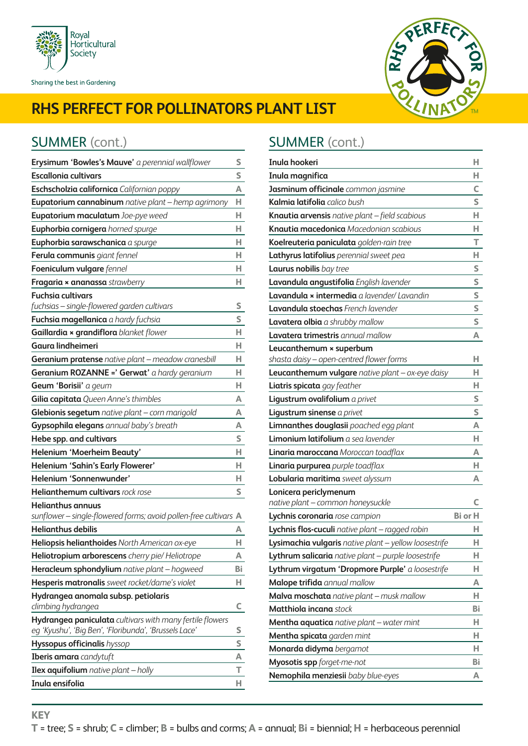# RHS PERFECT FOR POLLINATORS PLANT LIST

## SUMMER (cont.)

| Plant | Type |
|---|---|
| **Erysimum 'Bowles's Mauve'** *a perennial wallflower* | S |
| **Escallonia cultivars** | S |
| **Eschscholzia californica** *Californian poppy* | A |
| **Eupatorium cannabinum** *native plant – hemp agrimony* | H |
| **Eupatorium maculatum** *Joe-pye weed* | H |
| **Euphorbia cornigera** *horned spurge* | H |
| **Euphorbia sarawschanica** *a spurge* | H |
| **Ferula communis** *giant fennel* | H |
| **Foeniculum vulgare** *fennel* | H |
| **Fragaria × ananassa** *strawberry* | H |
| **Fuchsia cultivars** *fuchsias – single-flowered garden cultivars* | S |
| **Fuchsia magellanica** *a hardy fuchsia* | S |
| **Gaillardia × grandiflora** *blanket flower* | H |
| **Gaura lindheimeri** | H |
| **Geranium pratense** *native plant – meadow cranesbill* | H |
| **Geranium ROZANNE =' Gerwat'** *a hardy geranium* | H |
| **Geum 'Borisii'** *a geum* | H |
| **Gilia capitata** *Queen Anne's thimbles* | A |
| **Glebionis segetum** *native plant – corn marigold* | A |
| **Gypsophila elegans** *annual baby's breath* | A |
| **Hebe spp. and cultivars** | S |
| **Helenium 'Moerheim Beauty'** | H |
| **Helenium 'Sahin's Early Flowerer'** | H |
| **Helenium 'Sonnenwunder'** | H |
| **Helianthemum cultivars** *rock rose* | S |
| **Helianthus annuus** *sunflower – single-flowered forms; avoid pollen-free cultivars* | A |
| **Helianthus debilis** | A |
| **Heliopsis helianthoides** *North American ox-eye* | H |
| **Heliotropium arborescens** *cherry pie/ Heliotrope* | A |
| **Heracleum sphondylium** *native plant – hogweed* | Bi |
| **Hesperis matronalis** *sweet rocket/dame's violet* | H |
| **Hydrangea anomala subsp. petiolaris** *climbing hydrangea* | C |
| **Hydrangea paniculata** *cultivars with many fertile flowers eg 'Kyushu', 'Big Ben', 'Floribunda', 'Brussels Lace'* | S |
| **Hyssopus officinalis** *hyssop* | S |
| **Iberis amara** *candytuft* | A |
| **Ilex aquifolium** *native plant – holly* | T |
| **Inula ensifolia** | H |

## SUMMER (cont.)

| Plant | Type |
|---|---|
| **Inula hookeri** | H |
| **Inula magnifica** | H |
| **Jasminum officinale** *common jasmine* | C |
| **Kalmia latifolia** *calico bush* | S |
| **Knautia arvensis** *native plant – field scabious* | H |
| **Knautia macedonica** *Macedonian scabious* | H |
| **Koelreuteria paniculata** *golden-rain tree* | T |
| **Lathyrus latifolius** *perennial sweet pea* | H |
| **Laurus nobilis** *bay tree* | S |
| **Lavandula angustifolia** *English lavender* | S |
| **Lavandula × intermedia** *a lavender/ Lavandin* | S |
| **Lavandula stoechas** *French lavender* | S |
| **Lavatera olbia** *a shrubby mallow* | S |
| **Lavatera trimestris** *annual mallow* | A |
| **Leucanthemum × superbum** *shasta daisy – open-centred flower forms* | H |
| **Leucanthemum vulgare** *native plant – ox-eye daisy* | H |
| **Liatris spicata** *gay feather* | H |
| **Ligustrum ovalifolium** *a privet* | S |
| **Ligustrum sinense** *a privet* | S |
| **Limnanthes douglasii** *poached egg plant* | A |
| **Limonium latifolium** *a sea lavender* | H |
| **Linaria maroccana** *Moroccan toadflax* | A |
| **Linaria purpurea** *purple toadflax* | H |
| **Lobularia maritima** *sweet alyssum* | A |
| **Lonicera periclymenum** *native plant – common honeysuckle* | C |
| **Lychnis coronaria** *rose campion* | Bi or H |
| **Lychnis flos-cuculi** *native plant – ragged robin* | H |
| **Lysimachia vulgaris** *native plant – yellow loosestrife* | H |
| **Lythrum salicaria** *native plant – purple loosestrife* | H |
| **Lythrum virgatum 'Dropmore Purple'** *a loosestrife* | H |
| **Malope trifida** *annual mallow* | A |
| **Malva moschata** *native plant – musk mallow* | H |
| **Matthiola incana** *stock* | Bi |
| **Mentha aquatica** *native plant – water mint* | H |
| **Mentha spicata** *garden mint* | H |
| **Monarda didyma** *bergamot* | H |
| **Myosotis spp** *forget-me-not* | Bi |
| **Nemophila menziesii** *baby blue-eyes* | A |

**KEY**

**T** = tree; **S** = shrub; **C** = climber; **B** = bulbs and corms; **A** = annual; **Bi** = biennial; **H** = herbaceous perennial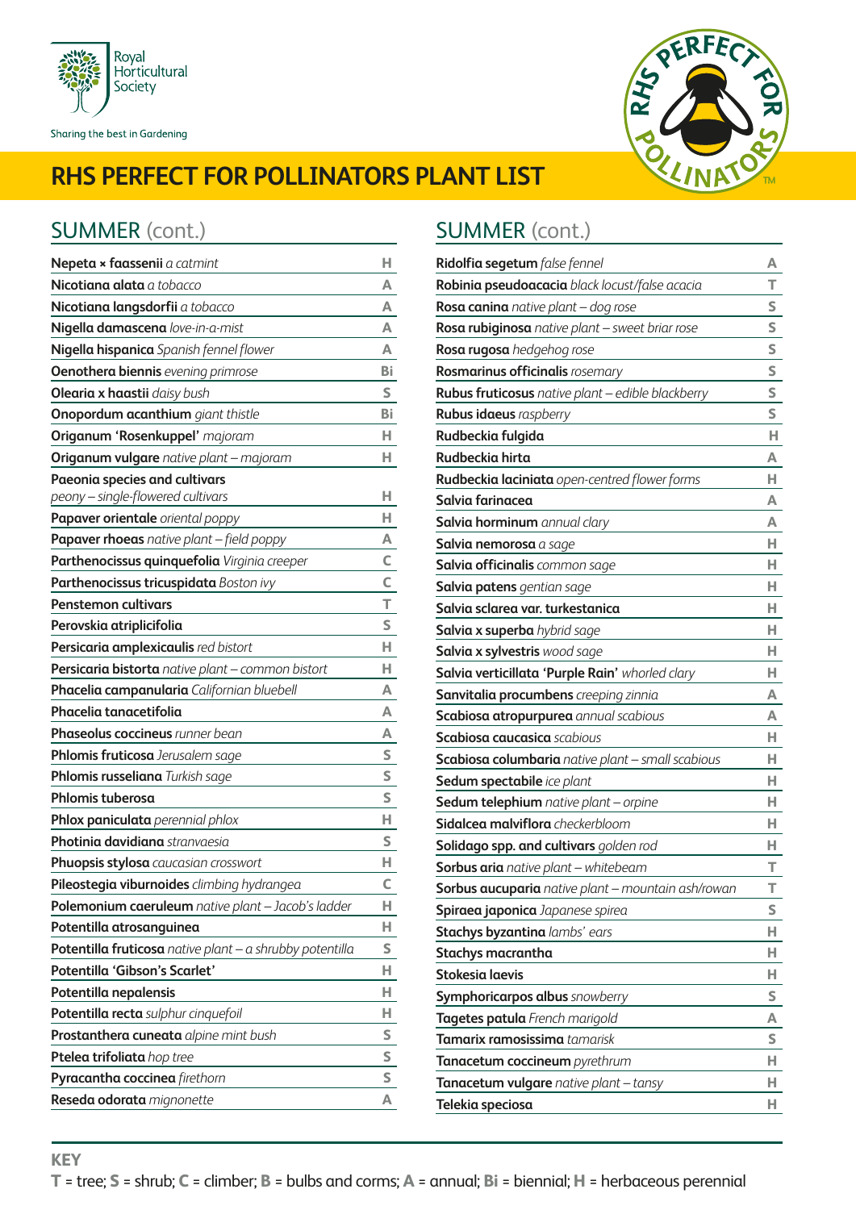Royal Horticultural Society

Sharing the best in Gardening

# RHS PERFECT FOR POLLINATORS PLANT LIST

## SUMMER (cont.)

| Plant | Type |
|---|---|
| **Nepeta × faassenii** *a catmint* | H |
| **Nicotiana alata** *a tobacco* | A |
| **Nicotiana langsdorfii** *a tobacco* | A |
| **Nigella damascena** *love-in-a-mist* | A |
| **Nigella hispanica** *Spanish fennel flower* | A |
| **Oenothera biennis** *evening primrose* | Bi |
| **Olearia x haastii** *daisy bush* | S |
| **Onopordum acanthium** *giant thistle* | Bi |
| **Origanum 'Rosenkuppel'** *majoram* | H |
| **Origanum vulgare** *native plant – majoram* | H |
| **Paeonia species and cultivars** *peony – single-flowered cultivars* | H |
| **Papaver orientale** *oriental poppy* | H |
| **Papaver rhoeas** *native plant – field poppy* | A |
| **Parthenocissus quinquefolia** *Virginia creeper* | C |
| **Parthenocissus tricuspidata** *Boston ivy* | C |
| **Penstemon cultivars** | T |
| **Perovskia atriplicifolia** | S |
| **Persicaria amplexicaulis** *red bistort* | H |
| **Persicaria bistorta** *native plant – common bistort* | H |
| **Phacelia campanularia** *Californian bluebell* | A |
| **Phacelia tanacetifolia** | A |
| **Phaseolus coccineus** *runner bean* | A |
| **Phlomis fruticosa** *Jerusalem sage* | S |
| **Phlomis russeliana** *Turkish sage* | S |
| **Phlomis tuberosa** | S |
| **Phlox paniculata** *perennial phlox* | H |
| **Photinia davidiana** *stranvaesia* | S |
| **Phuopsis stylosa** *caucasian crosswort* | H |
| **Pileostegia viburnoides** *climbing hydrangea* | C |
| **Polemonium caeruleum** *native plant – Jacob's ladder* | H |
| **Potentilla atrosanguinea** | H |
| **Potentilla fruticosa** *native plant – a shrubby potentilla* | S |
| **Potentilla 'Gibson's Scarlet'** | H |
| **Potentilla nepalensis** | H |
| **Potentilla recta** *sulphur cinquefoil* | H |
| **Prostanthera cuneata** *alpine mint bush* | S |
| **Ptelea trifoliata** *hop tree* | S |
| **Pyracantha coccinea** *firethorn* | S |
| **Reseda odorata** *mignonette* | A |

## SUMMER (cont.)

| Plant | Type |
|---|---|
| **Ridolfia segetum** *false fennel* | A |
| **Robinia pseudoacacia** *black locust/false acacia* | T |
| **Rosa canina** *native plant – dog rose* | S |
| **Rosa rubiginosa** *native plant – sweet briar rose* | S |
| **Rosa rugosa** *hedgehog rose* | S |
| **Rosmarinus officinalis** *rosemary* | S |
| **Rubus fruticosus** *native plant – edible blackberry* | S |
| **Rubus idaeus** *raspberry* | S |
| **Rudbeckia fulgida** | H |
| **Rudbeckia hirta** | A |
| **Rudbeckia laciniata** *open-centred flower forms* | H |
| **Salvia farinacea** | A |
| **Salvia horminum** *annual clary* | A |
| **Salvia nemorosa** *a sage* | H |
| **Salvia officinalis** *common sage* | H |
| **Salvia patens** *gentian sage* | H |
| **Salvia sclarea var. turkestanica** | H |
| **Salvia x superba** *hybrid sage* | H |
| **Salvia x sylvestris** *wood sage* | H |
| **Salvia verticillata 'Purple Rain'** *whorled clary* | H |
| **Sanvitalia procumbens** *creeping zinnia* | A |
| **Scabiosa atropurpurea** *annual scabious* | A |
| **Scabiosa caucasica** *scabious* | H |
| **Scabiosa columbaria** *native plant – small scabious* | H |
| **Sedum spectabile** *ice plant* | H |
| **Sedum telephium** *native plant – orpine* | H |
| **Sidalcea malviflora** *checkerbloom* | H |
| **Solidago spp. and cultivars** *golden rod* | H |
| **Sorbus aria** *native plant – whitebeam* | T |
| **Sorbus aucuparia** *native plant – mountain ash/rowan* | T |
| **Spiraea japonica** *Japanese spirea* | S |
| **Stachys byzantina** *lambs' ears* | H |
| **Stachys macrantha** | H |
| **Stokesia laevis** | H |
| **Symphoricarpos albus** *snowberry* | S |
| **Tagetes patula** *French marigold* | A |
| **Tamarix ramosissima** *tamarisk* | S |
| **Tanacetum coccineum** *pyrethrum* | H |
| **Tanacetum vulgare** *native plant – tansy* | H |
| **Telekia speciosa** | H |

**KEY**

**T** = tree; **S** = shrub; **C** = climber; **B** = bulbs and corms; **A** = annual; **Bi** = biennial; **H** = herbaceous perennial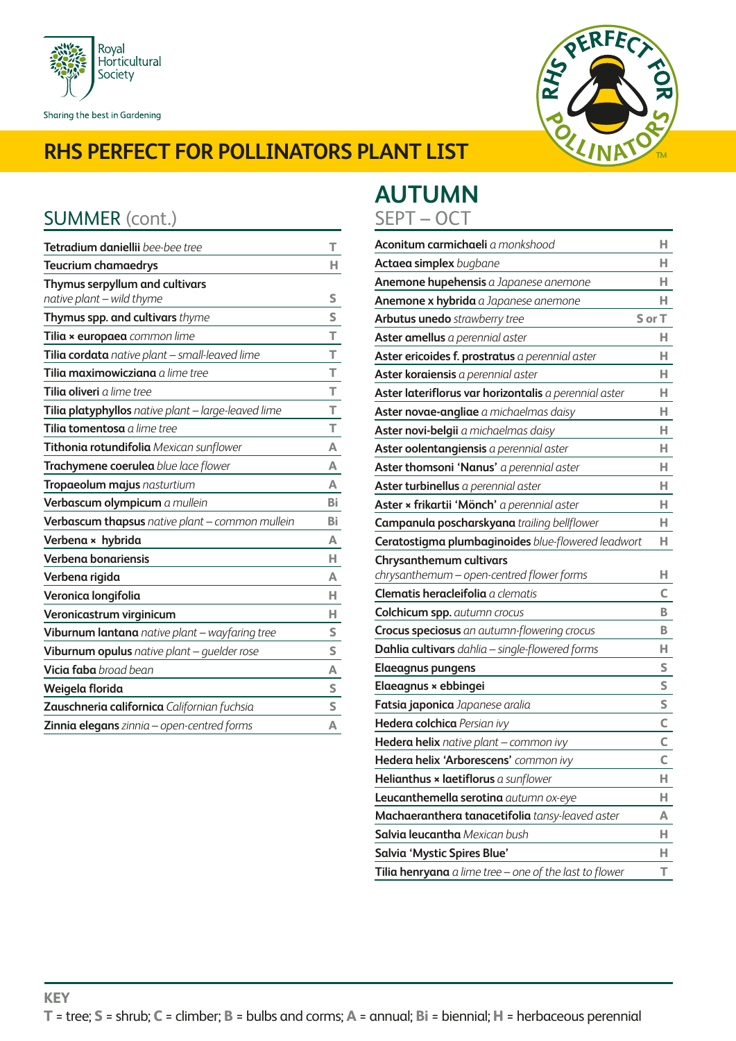Royal Horticultural Society

Sharing the best in Gardening

# RHS PERFECT FOR POLLINATORS PLANT LIST

## SUMMER (cont.)

| | |
|---|---|
| **Tetradium daniellii** *bee-bee tree* | T |
| **Teucrium chamaedrys** | H |
| **Thymus serpyllum and cultivars** *native plant – wild thyme* | S |
| **Thymus spp. and cultivars** *thyme* | S |
| **Tilia × europaea** *common lime* | T |
| **Tilia cordata** *native plant – small-leaved lime* | T |
| **Tilia maximowicziana** *a lime tree* | T |
| **Tilia oliveri** *a lime tree* | T |
| **Tilia platyphyllos** *native plant – large-leaved lime* | T |
| **Tilia tomentosa** *a lime tree* | T |
| **Tithonia rotundifolia** *Mexican sunflower* | A |
| **Trachymene coerulea** *blue lace flower* | A |
| **Tropaeolum majus** *nasturtium* | A |
| **Verbascum olympicum** *a mullein* | Bi |
| **Verbascum thapsus** *native plant – common mullein* | Bi |
| **Verbena × hybrida** | A |
| **Verbena bonariensis** | H |
| **Verbena rigida** | A |
| **Veronica longifolia** | H |
| **Veronicastrum virginicum** | H |
| **Viburnum lantana** *native plant – wayfaring tree* | S |
| **Viburnum opulus** *native plant – guelder rose* | S |
| **Vicia faba** *broad bean* | A |
| **Weigela florida** | S |
| **Zauschneria californica** *Californian fuchsia* | S |
| **Zinnia elegans** *zinnia – open-centred forms* | A |

## AUTUMN

### SEPT – OCT

| | |
|---|---|
| **Aconitum carmichaeli** *a monkshood* | H |
| **Actaea simplex** *bugbane* | H |
| **Anemone hupehensis** *a Japanese anemone* | H |
| **Anemone x hybrida** *a Japanese anemone* | H |
| **Arbutus unedo** *strawberry tree* | S or T |
| **Aster amellus** *a perennial aster* | H |
| **Aster ericoides f. prostratus** *a perennial aster* | H |
| **Aster koraiensis** *a perennial aster* | H |
| **Aster lateriflorus var horizontalis** *a perennial aster* | H |
| **Aster novae-angliae** *a michaelmas daisy* | H |
| **Aster novi-belgii** *a michaelmas daisy* | H |
| **Aster oolentangiensis** *a perennial aster* | H |
| **Aster thomsoni 'Nanus'** *a perennial aster* | H |
| **Aster turbinellus** *a perennial aster* | H |
| **Aster × frikartii 'Mönch'** *a perennial aster* | H |
| **Campanula poscharskyana** *trailing bellflower* | H |
| **Ceratostigma plumbaginoides** *blue-flowered leadwort* | H |
| **Chrysanthemum cultivars** *chrysanthemum – open-centred flower forms* | H |
| **Clematis heracleifolia** *a clematis* | C |
| **Colchicum spp.** *autumn crocus* | B |
| **Crocus speciosus** *an autumn-flowering crocus* | B |
| **Dahlia cultivars** *dahlia – single-flowered forms* | H |
| **Elaeagnus pungens** | S |
| **Elaeagnus × ebbingei** | S |
| **Fatsia japonica** *Japanese aralia* | S |
| **Hedera colchica** *Persian ivy* | C |
| **Hedera helix** *native plant – common ivy* | C |
| **Hedera helix 'Arborescens'** *common ivy* | C |
| **Helianthus × laetiflorus** *a sunflower* | H |
| **Leucanthemella serotina** *autumn ox-eye* | H |
| **Machaeranthera tanacetifolia** *tansy-leaved aster* | A |
| **Salvia leucantha** *Mexican bush* | H |
| **Salvia 'Mystic Spires Blue'** | H |
| **Tilia henryana** *a lime tree – one of the last to flower* | T |

**KEY**

**T** = tree; **S** = shrub; **C** = climber; **B** = bulbs and corms; **A** = annual; **Bi** = biennial; **H** = herbaceous perennial